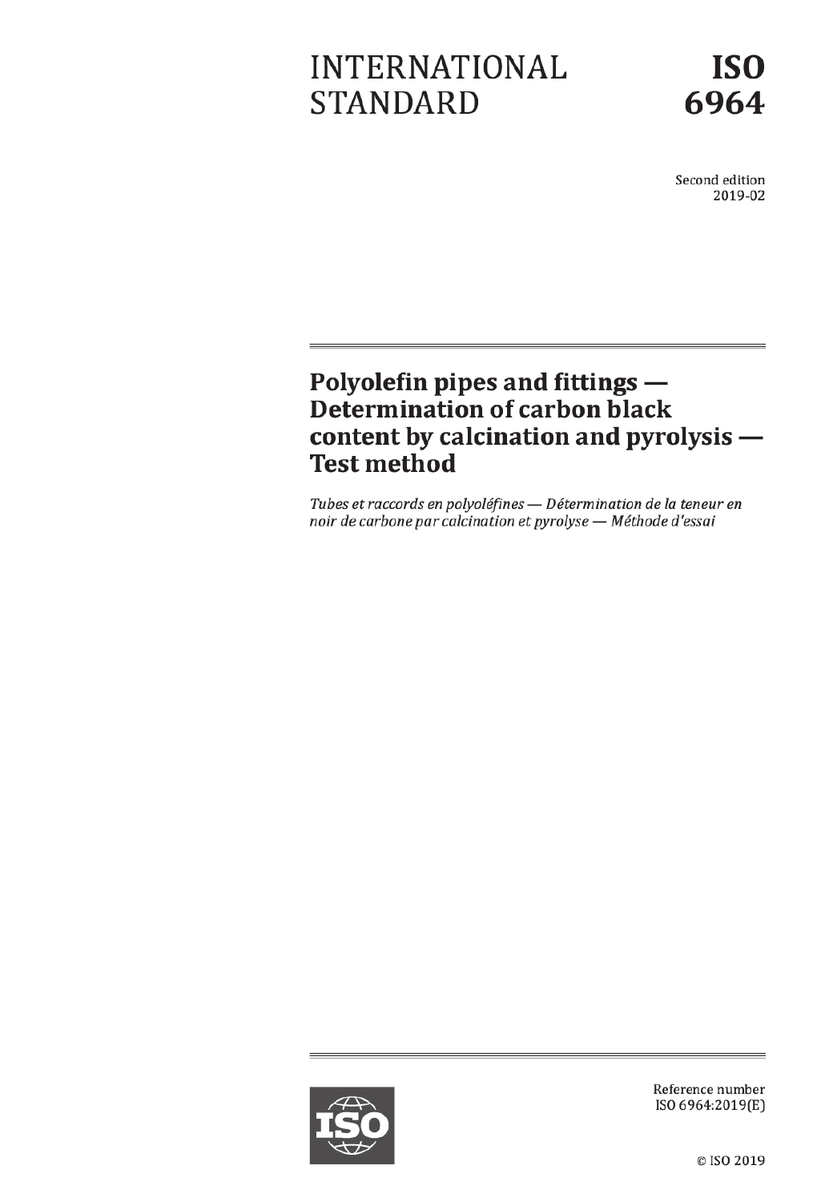INTERNATIONAL STANDARD

**ISO 6964**

Second edition
2019-02

# Polyolefin pipes and fittings — Determination of carbon black content by calcination and pyrolysis — Test method

*Tubes et raccords en polyoléfines — Détermination de la teneur en noir de carbone par calcination et pyrolyse — Méthode d'essai*

Reference number
ISO 6964:2019(E)

© ISO 2019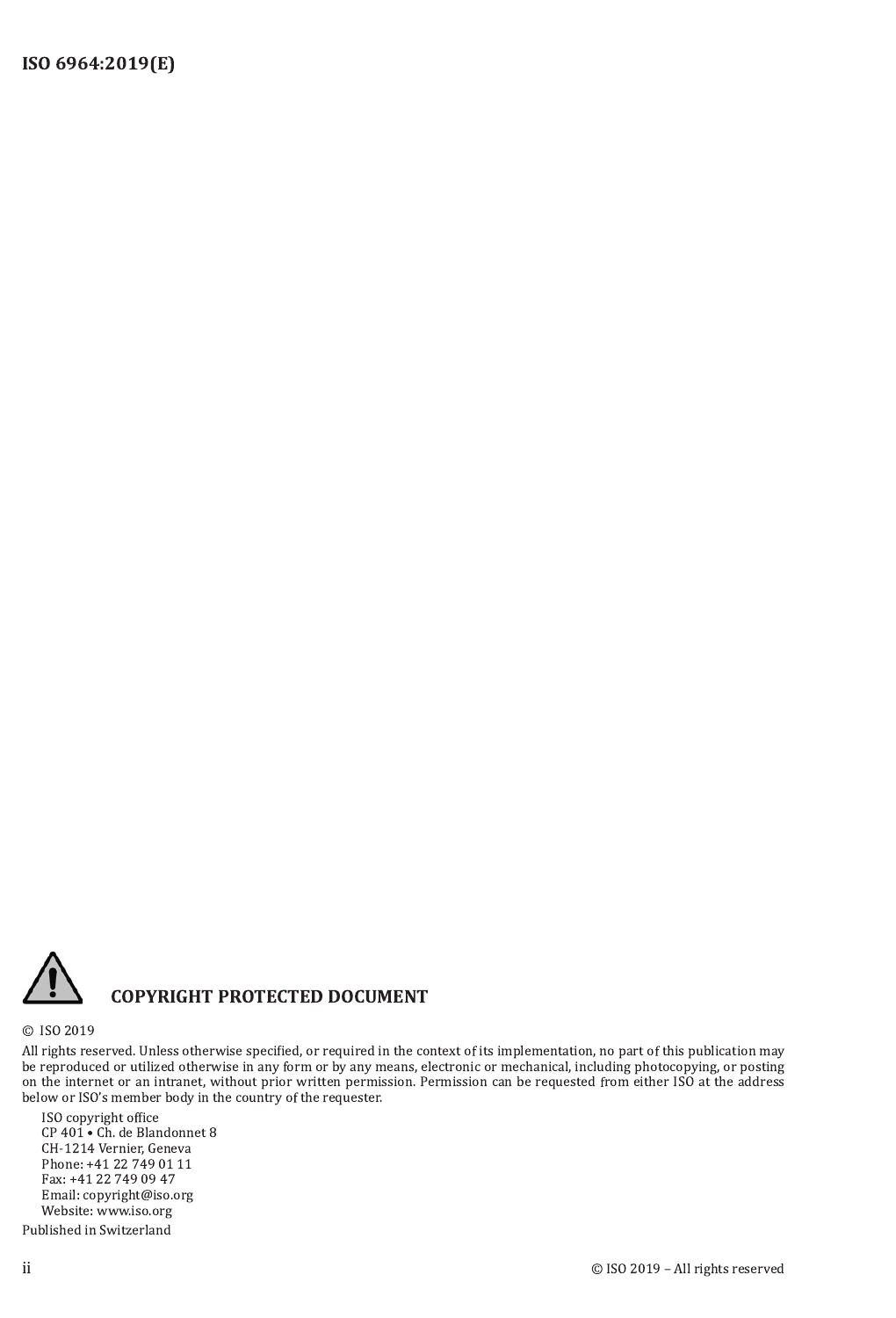**COPYRIGHT PROTECTED DOCUMENT**

© ISO 2019

All rights reserved. Unless otherwise specified, or required in the context of its implementation, no part of this publication may be reproduced or utilized otherwise in any form or by any means, electronic or mechanical, including photocopying, or posting on the internet or an intranet, without prior written permission. Permission can be requested from either ISO at the address below or ISO's member body in the country of the requester.

ISO copyright office
CP 401 • Ch. de Blandonnet 8
CH-1214 Vernier, Geneva
Phone: +41 22 749 01 11
Fax: +41 22 749 09 47
Email: copyright@iso.org
Website: www.iso.org

Published in Switzerland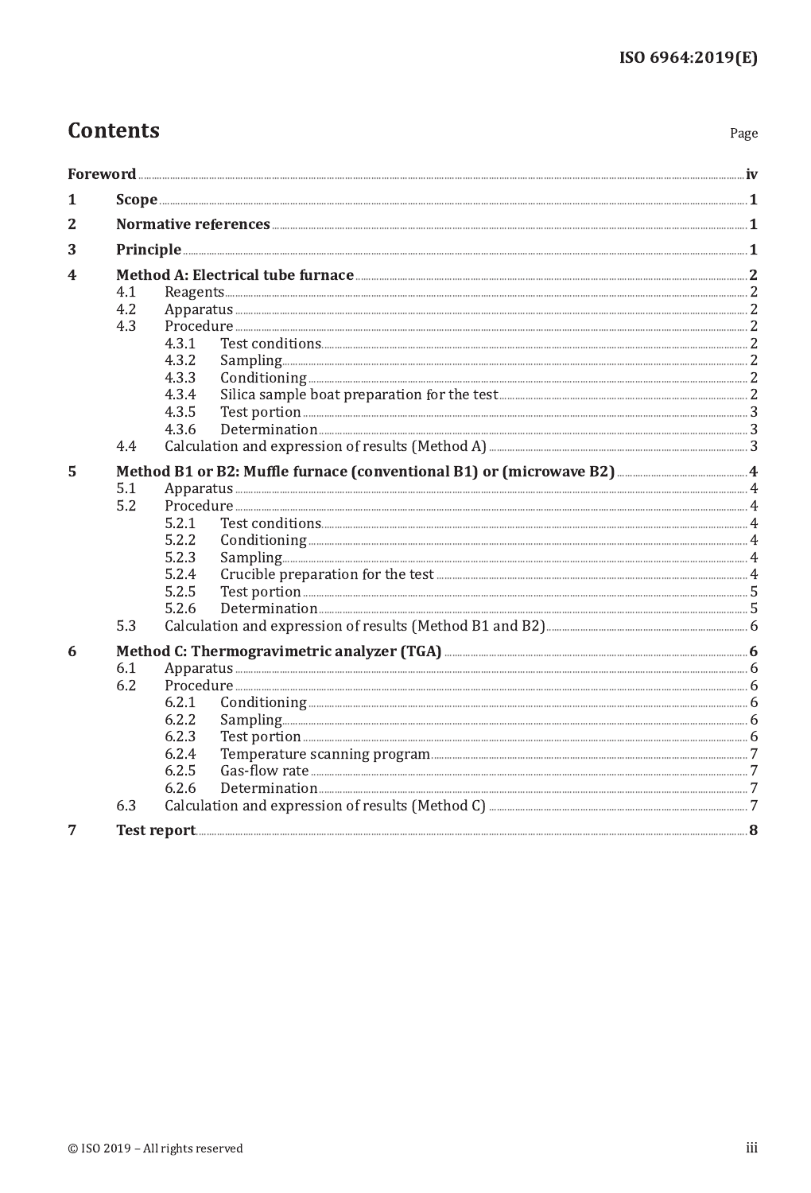# Contents

Page

**Foreword** .......... **iv**

**1 Scope** .......... **1**

**2 Normative references** .......... **1**

**3 Principle** .......... **1**

**4 Method A: Electrical tube furnace** .......... **2**

- 4.1 Reagents .......... 2
- 4.2 Apparatus .......... 2
- 4.3 Procedure .......... 2
  - 4.3.1 Test conditions .......... 2
  - 4.3.2 Sampling .......... 2
  - 4.3.3 Conditioning .......... 2
  - 4.3.4 Silica sample boat preparation for the test .......... 2
  - 4.3.5 Test portion .......... 3
  - 4.3.6 Determination .......... 3
- 4.4 Calculation and expression of results (Method A) .......... 3

**5 Method B1 or B2: Muffle furnace (conventional B1) or (microwave B2)** .......... **4**

- 5.1 Apparatus .......... 4
- 5.2 Procedure .......... 4
  - 5.2.1 Test conditions .......... 4
  - 5.2.2 Conditioning .......... 4
  - 5.2.3 Sampling .......... 4
  - 5.2.4 Crucible preparation for the test .......... 4
  - 5.2.5 Test portion .......... 5
  - 5.2.6 Determination .......... 5
- 5.3 Calculation and expression of results (Method B1 and B2) .......... 6

**6 Method C: Thermogravimetric analyzer (TGA)** .......... **6**

- 6.1 Apparatus .......... 6
- 6.2 Procedure .......... 6
  - 6.2.1 Conditioning .......... 6
  - 6.2.2 Sampling .......... 6
  - 6.2.3 Test portion .......... 6
  - 6.2.4 Temperature scanning program .......... 7
  - 6.2.5 Gas-flow rate .......... 7
  - 6.2.6 Determination .......... 7
- 6.3 Calculation and expression of results (Method C) .......... 7

**7 Test report** .......... **8**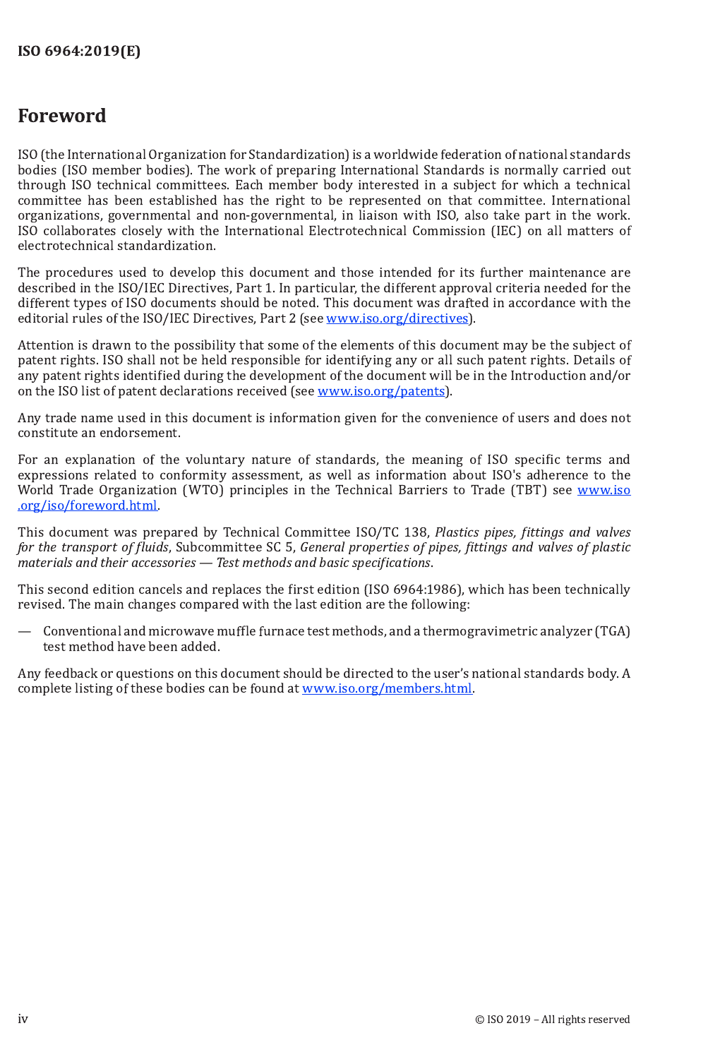# Foreword

ISO (the International Organization for Standardization) is a worldwide federation of national standards bodies (ISO member bodies). The work of preparing International Standards is normally carried out through ISO technical committees. Each member body interested in a subject for which a technical committee has been established has the right to be represented on that committee. International organizations, governmental and non-governmental, in liaison with ISO, also take part in the work. ISO collaborates closely with the International Electrotechnical Commission (IEC) on all matters of electrotechnical standardization.

The procedures used to develop this document and those intended for its further maintenance are described in the ISO/IEC Directives, Part 1. In particular, the different approval criteria needed for the different types of ISO documents should be noted. This document was drafted in accordance with the editorial rules of the ISO/IEC Directives, Part 2 (see www.iso.org/directives).

Attention is drawn to the possibility that some of the elements of this document may be the subject of patent rights. ISO shall not be held responsible for identifying any or all such patent rights. Details of any patent rights identified during the development of the document will be in the Introduction and/or on the ISO list of patent declarations received (see www.iso.org/patents).

Any trade name used in this document is information given for the convenience of users and does not constitute an endorsement.

For an explanation of the voluntary nature of standards, the meaning of ISO specific terms and expressions related to conformity assessment, as well as information about ISO's adherence to the World Trade Organization (WTO) principles in the Technical Barriers to Trade (TBT) see www.iso.org/iso/foreword.html.

This document was prepared by Technical Committee ISO/TC 138, *Plastics pipes, fittings and valves for the transport of fluids*, Subcommittee SC 5, *General properties of pipes, fittings and valves of plastic materials and their accessories — Test methods and basic specifications*.

This second edition cancels and replaces the first edition (ISO 6964:1986), which has been technically revised. The main changes compared with the last edition are the following:

— Conventional and microwave muffle furnace test methods, and a thermogravimetric analyzer (TGA) test method have been added.

Any feedback or questions on this document should be directed to the user's national standards body. A complete listing of these bodies can be found at www.iso.org/members.html.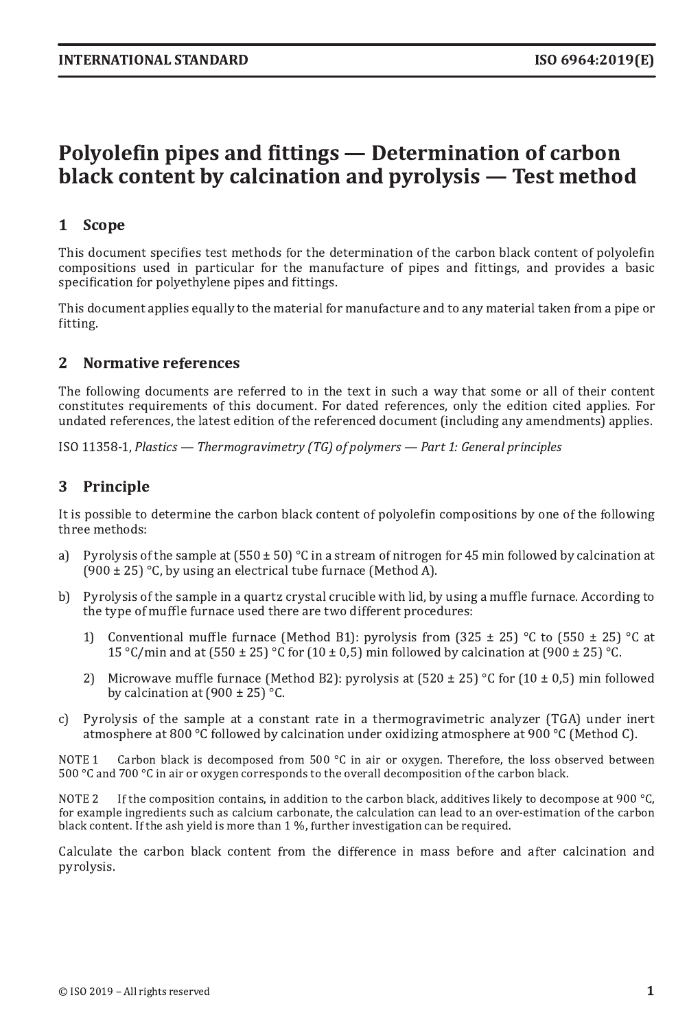# Polyolefin pipes and fittings — Determination of carbon black content by calcination and pyrolysis — Test method

## 1 Scope

This document specifies test methods for the determination of the carbon black content of polyolefin compositions used in particular for the manufacture of pipes and fittings, and provides a basic specification for polyethylene pipes and fittings.

This document applies equally to the material for manufacture and to any material taken from a pipe or fitting.

## 2 Normative references

The following documents are referred to in the text in such a way that some or all of their content constitutes requirements of this document. For dated references, only the edition cited applies. For undated references, the latest edition of the referenced document (including any amendments) applies.

ISO 11358-1, *Plastics — Thermogravimetry (TG) of polymers — Part 1: General principles*

## 3 Principle

It is possible to determine the carbon black content of polyolefin compositions by one of the following three methods:

a) Pyrolysis of the sample at (550 ± 50) °C in a stream of nitrogen for 45 min followed by calcination at (900 ± 25) °C, by using an electrical tube furnace (Method A).

b) Pyrolysis of the sample in a quartz crystal crucible with lid, by using a muffle furnace. According to the type of muffle furnace used there are two different procedures:

   1) Conventional muffle furnace (Method B1): pyrolysis from (325 ± 25) °C to (550 ± 25) °C at 15 °C/min and at (550 ± 25) °C for (10 ± 0,5) min followed by calcination at (900 ± 25) °C.

   2) Microwave muffle furnace (Method B2): pyrolysis at (520 ± 25) °C for (10 ± 0,5) min followed by calcination at (900 ± 25) °C.

c) Pyrolysis of the sample at a constant rate in a thermogravimetric analyzer (TGA) under inert atmosphere at 800 °C followed by calcination under oxidizing atmosphere at 900 °C (Method C).

NOTE 1 Carbon black is decomposed from 500 °C in air or oxygen. Therefore, the loss observed between 500 °C and 700 °C in air or oxygen corresponds to the overall decomposition of the carbon black.

NOTE 2 If the composition contains, in addition to the carbon black, additives likely to decompose at 900 °C, for example ingredients such as calcium carbonate, the calculation can lead to an over-estimation of the carbon black content. If the ash yield is more than 1 %, further investigation can be required.

Calculate the carbon black content from the difference in mass before and after calcination and pyrolysis.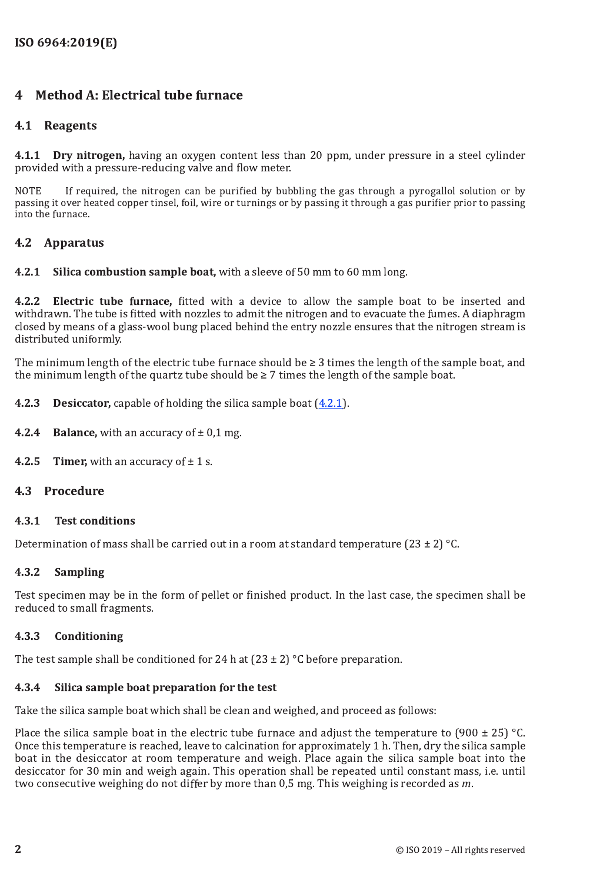## 4 Method A: Electrical tube furnace

### 4.1 Reagents

**4.1.1 Dry nitrogen,** having an oxygen content less than 20 ppm, under pressure in a steel cylinder provided with a pressure-reducing valve and flow meter.

NOTE If required, the nitrogen can be purified by bubbling the gas through a pyrogallol solution or by passing it over heated copper tinsel, foil, wire or turnings or by passing it through a gas purifier prior to passing into the furnace.

### 4.2 Apparatus

**4.2.1 Silica combustion sample boat,** with a sleeve of 50 mm to 60 mm long.

**4.2.2 Electric tube furnace,** fitted with a device to allow the sample boat to be inserted and withdrawn. The tube is fitted with nozzles to admit the nitrogen and to evacuate the fumes. A diaphragm closed by means of a glass-wool bung placed behind the entry nozzle ensures that the nitrogen stream is distributed uniformly.

The minimum length of the electric tube furnace should be ≥ 3 times the length of the sample boat, and the minimum length of the quartz tube should be ≥ 7 times the length of the sample boat.

**4.2.3 Desiccator,** capable of holding the silica sample boat (4.2.1).

**4.2.4 Balance,** with an accuracy of ± 0,1 mg.

**4.2.5 Timer,** with an accuracy of ± 1 s.

### 4.3 Procedure

#### 4.3.1 Test conditions

Determination of mass shall be carried out in a room at standard temperature (23 ± 2) °C.

#### 4.3.2 Sampling

Test specimen may be in the form of pellet or finished product. In the last case, the specimen shall be reduced to small fragments.

#### 4.3.3 Conditioning

The test sample shall be conditioned for 24 h at (23 ± 2) °C before preparation.

#### 4.3.4 Silica sample boat preparation for the test

Take the silica sample boat which shall be clean and weighed, and proceed as follows:

Place the silica sample boat in the electric tube furnace and adjust the temperature to (900 ± 25) °C. Once this temperature is reached, leave to calcination for approximately 1 h. Then, dry the silica sample boat in the desiccator at room temperature and weigh. Place again the silica sample boat into the desiccator for 30 min and weigh again. This operation shall be repeated until constant mass, i.e. until two consecutive weighing do not differ by more than 0,5 mg. This weighing is recorded as $m$.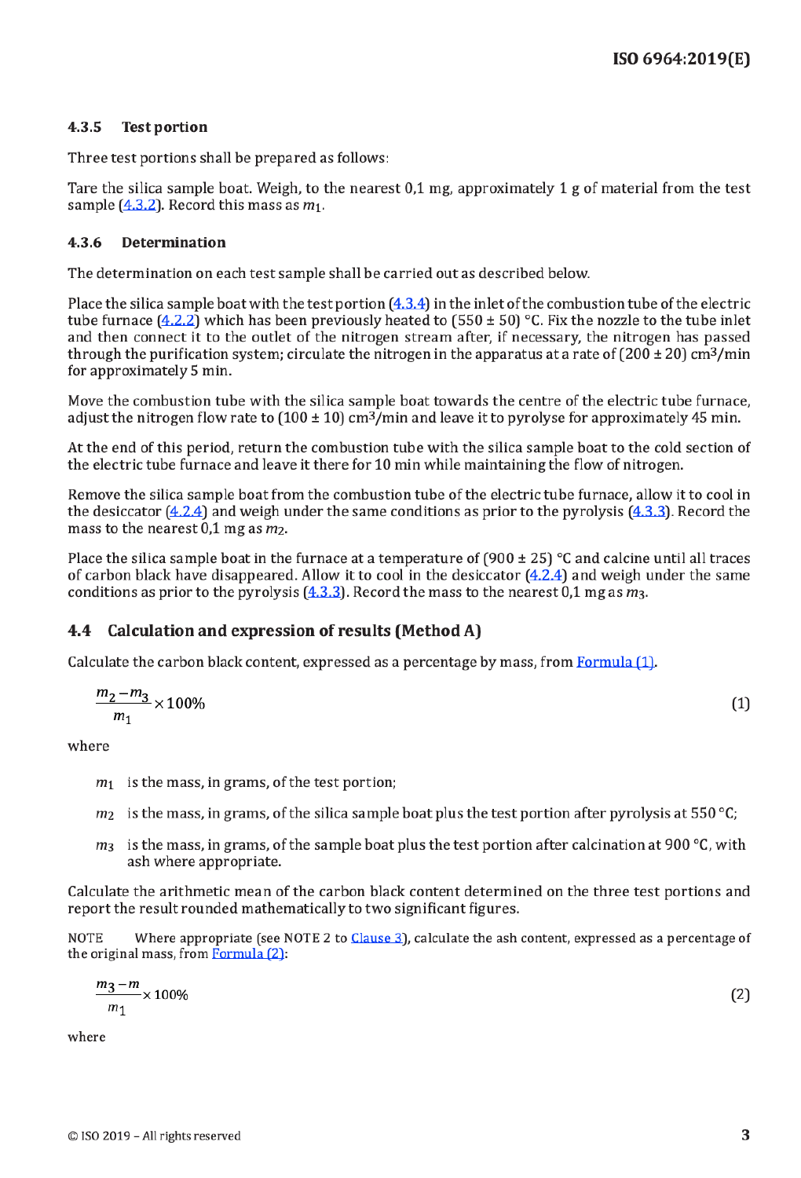#### 4.3.5 Test portion

Three test portions shall be prepared as follows:

Tare the silica sample boat. Weigh, to the nearest 0,1 mg, approximately 1 g of material from the test sample (4.3.2). Record this mass as $m_1$.

#### 4.3.6 Determination

The determination on each test sample shall be carried out as described below.

Place the silica sample boat with the test portion (4.3.4) in the inlet of the combustion tube of the electric tube furnace (4.2.2) which has been previously heated to (550 ± 50) °C. Fix the nozzle to the tube inlet and then connect it to the outlet of the nitrogen stream after, if necessary, the nitrogen has passed through the purification system; circulate the nitrogen in the apparatus at a rate of (200 ± 20) $cm^3$/min for approximately 5 min.

Move the combustion tube with the silica sample boat towards the centre of the electric tube furnace, adjust the nitrogen flow rate to (100 ± 10) $cm^3$/min and leave it to pyrolyse for approximately 45 min.

At the end of this period, return the combustion tube with the silica sample boat to the cold section of the electric tube furnace and leave it there for 10 min while maintaining the flow of nitrogen.

Remove the silica sample boat from the combustion tube of the electric tube furnace, allow it to cool in the desiccator (4.2.4) and weigh under the same conditions as prior to the pyrolysis (4.3.3). Record the mass to the nearest 0,1 mg as $m_2$.

Place the silica sample boat in the furnace at a temperature of (900 ± 25) °C and calcine until all traces of carbon black have disappeared. Allow it to cool in the desiccator (4.2.4) and weigh under the same conditions as prior to the pyrolysis (4.3.3). Record the mass to the nearest 0,1 mg as $m_3$.

### 4.4 Calculation and expression of results (Method A)

Calculate the carbon black content, expressed as a percentage by mass, from Formula (1).

$$\frac{m_2 - m_3}{m_1} \times 100\% \tag{1}$$

where

$m_1$ is the mass, in grams, of the test portion;

$m_2$ is the mass, in grams, of the silica sample boat plus the test portion after pyrolysis at 550 °C;

$m_3$ is the mass, in grams, of the sample boat plus the test portion after calcination at 900 °C, with ash where appropriate.

Calculate the arithmetic mean of the carbon black content determined on the three test portions and report the result rounded mathematically to two significant figures.

NOTE Where appropriate (see NOTE 2 to Clause 3), calculate the ash content, expressed as a percentage of the original mass, from Formula (2):

$$\frac{m_3 - m}{m_1} \times 100\% \tag{2}$$

where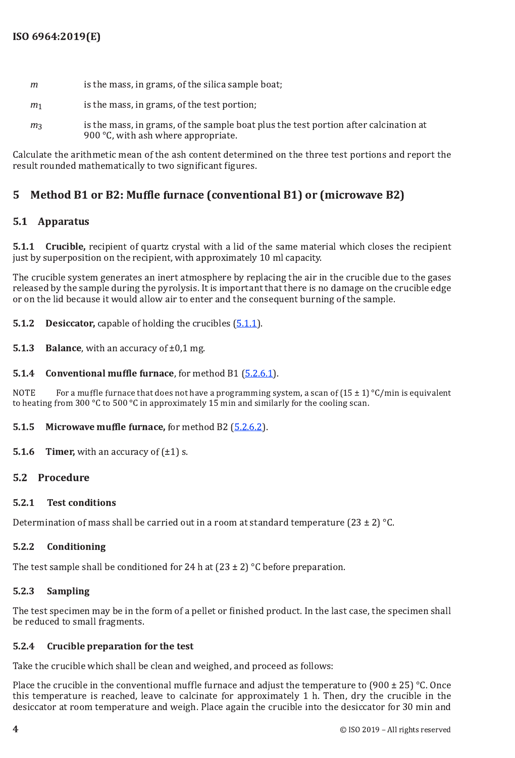| | |
|---|---|
| $m$ | is the mass, in grams, of the silica sample boat; |
| $m_1$ | is the mass, in grams, of the test portion; |
| $m_3$ | is the mass, in grams, of the sample boat plus the test portion after calcination at 900 °C, with ash where appropriate. |

Calculate the arithmetic mean of the ash content determined on the three test portions and report the result rounded mathematically to two significant figures.

## 5 Method B1 or B2: Muffle furnace (conventional B1) or (microwave B2)

### 5.1 Apparatus

**5.1.1 Crucible,** recipient of quartz crystal with a lid of the same material which closes the recipient just by superposition on the recipient, with approximately 10 ml capacity.

The crucible system generates an inert atmosphere by replacing the air in the crucible due to the gases released by the sample during the pyrolysis. It is important that there is no damage on the crucible edge or on the lid because it would allow air to enter and the consequent burning of the sample.

**5.1.2 Desiccator,** capable of holding the crucibles (5.1.1).

**5.1.3 Balance**, with an accuracy of ±0,1 mg.

**5.1.4 Conventional muffle furnace**, for method B1 (5.2.6.1).

NOTE For a muffle furnace that does not have a programming system, a scan of (15 ± 1) °C/min is equivalent to heating from 300 °C to 500 °C in approximately 15 min and similarly for the cooling scan.

**5.1.5 Microwave muffle furnace,** for method B2 (5.2.6.2).

**5.1.6 Timer,** with an accuracy of (±1) s.

### 5.2 Procedure

#### 5.2.1 Test conditions

Determination of mass shall be carried out in a room at standard temperature (23 ± 2) °C.

#### 5.2.2 Conditioning

The test sample shall be conditioned for 24 h at (23 ± 2) °C before preparation.

#### 5.2.3 Sampling

The test specimen may be in the form of a pellet or finished product. In the last case, the specimen shall be reduced to small fragments.

#### 5.2.4 Crucible preparation for the test

Take the crucible which shall be clean and weighed, and proceed as follows:

Place the crucible in the conventional muffle furnace and adjust the temperature to (900 ± 25) °C. Once this temperature is reached, leave to calcinate for approximately 1 h. Then, dry the crucible in the desiccator at room temperature and weigh. Place again the crucible into the desiccator for 30 min and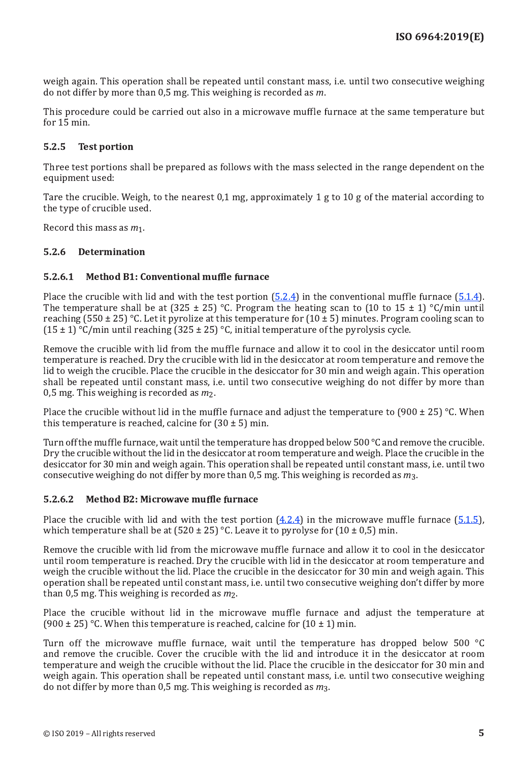weigh again. This operation shall be repeated until constant mass, i.e. until two consecutive weighing do not differ by more than 0,5 mg. This weighing is recorded as $m$.

This procedure could be carried out also in a microwave muffle furnace at the same temperature but for 15 min.

### 5.2.5 Test portion

Three test portions shall be prepared as follows with the mass selected in the range dependent on the equipment used:

Tare the crucible. Weigh, to the nearest 0,1 mg, approximately 1 g to 10 g of the material according to the type of crucible used.

Record this mass as $m_1$.

### 5.2.6 Determination

#### 5.2.6.1 Method B1: Conventional muffle furnace

Place the crucible with lid and with the test portion (5.2.4) in the conventional muffle furnace (5.1.4). The temperature shall be at (325 ± 25) °C. Program the heating scan to (10 to 15 ± 1) °C/min until reaching (550 ± 25) °C. Let it pyrolize at this temperature for (10 ± 5) minutes. Program cooling scan to (15 ± 1) °C/min until reaching (325 ± 25) °C, initial temperature of the pyrolysis cycle.

Remove the crucible with lid from the muffle furnace and allow it to cool in the desiccator until room temperature is reached. Dry the crucible with lid in the desiccator at room temperature and remove the lid to weigh the crucible. Place the crucible in the desiccator for 30 min and weigh again. This operation shall be repeated until constant mass, i.e. until two consecutive weighing do not differ by more than 0,5 mg. This weighing is recorded as $m_2$.

Place the crucible without lid in the muffle furnace and adjust the temperature to (900 ± 25) °C. When this temperature is reached, calcine for (30 ± 5) min.

Turn off the muffle furnace, wait until the temperature has dropped below 500 °C and remove the crucible. Dry the crucible without the lid in the desiccator at room temperature and weigh. Place the crucible in the desiccator for 30 min and weigh again. This operation shall be repeated until constant mass, i.e. until two consecutive weighing do not differ by more than 0,5 mg. This weighing is recorded as $m_3$.

#### 5.2.6.2 Method B2: Microwave muffle furnace

Place the crucible with lid and with the test portion (4.2.4) in the microwave muffle furnace (5.1.5), which temperature shall be at (520 ± 25) °C. Leave it to pyrolyse for (10 ± 0,5) min.

Remove the crucible with lid from the microwave muffle furnace and allow it to cool in the desiccator until room temperature is reached. Dry the crucible with lid in the desiccator at room temperature and weigh the crucible without the lid. Place the crucible in the desiccator for 30 min and weigh again. This operation shall be repeated until constant mass, i.e. until two consecutive weighing don't differ by more than 0,5 mg. This weighing is recorded as $m_2$.

Place the crucible without lid in the microwave muffle furnace and adjust the temperature at (900 ± 25) °C. When this temperature is reached, calcine for (10 ± 1) min.

Turn off the microwave muffle furnace, wait until the temperature has dropped below 500 °C and remove the crucible. Cover the crucible with the lid and introduce it in the desiccator at room temperature and weigh the crucible without the lid. Place the crucible in the desiccator for 30 min and weigh again. This operation shall be repeated until constant mass, i.e. until two consecutive weighing do not differ by more than 0,5 mg. This weighing is recorded as $m_3$.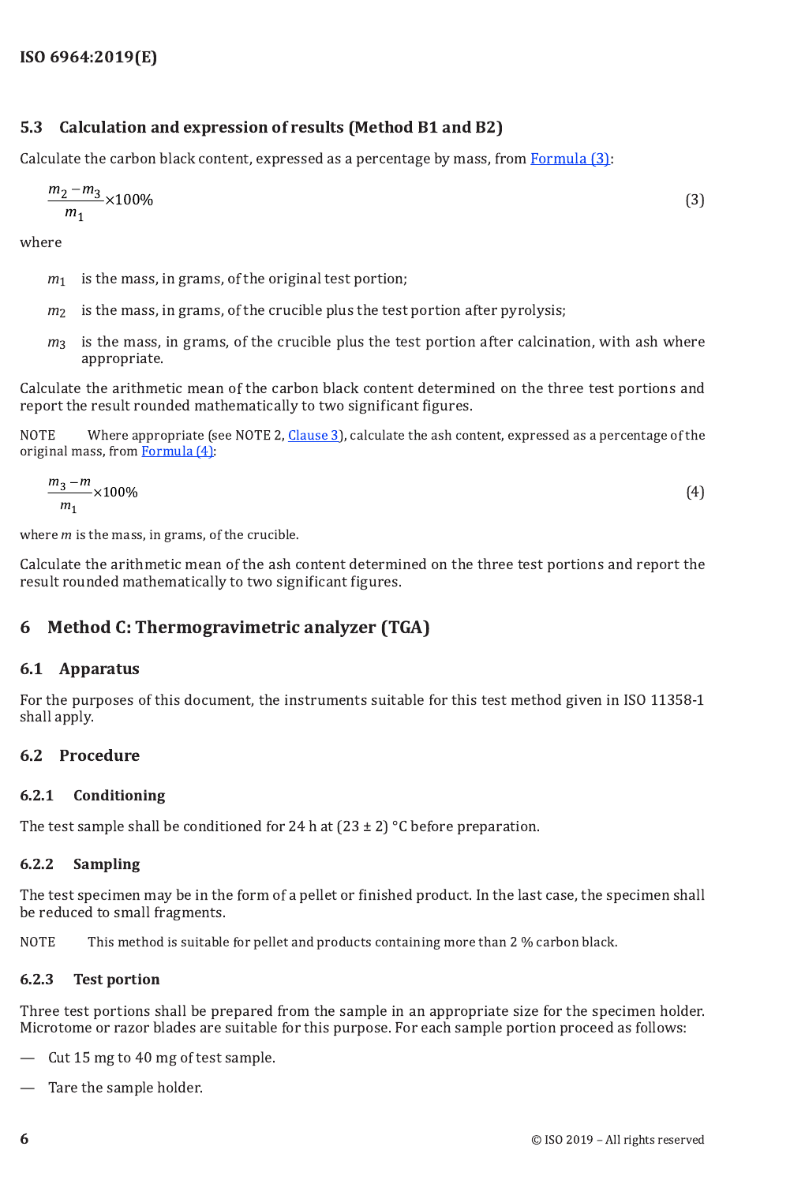## 5.3 Calculation and expression of results (Method B1 and B2)

Calculate the carbon black content, expressed as a percentage by mass, from Formula (3):

$$\frac{m_2 - m_3}{m_1} \times 100\% \tag{3}$$

where

- $m_1$ is the mass, in grams, of the original test portion;
- $m_2$ is the mass, in grams, of the crucible plus the test portion after pyrolysis;
- $m_3$ is the mass, in grams, of the crucible plus the test portion after calcination, with ash where appropriate.

Calculate the arithmetic mean of the carbon black content determined on the three test portions and report the result rounded mathematically to two significant figures.

NOTE Where appropriate (see NOTE 2, Clause 3), calculate the ash content, expressed as a percentage of the original mass, from Formula (4):

$$\frac{m_3 - m}{m_1} \times 100\% \tag{4}$$

where $m$ is the mass, in grams, of the crucible.

Calculate the arithmetic mean of the ash content determined on the three test portions and report the result rounded mathematically to two significant figures.

# 6 Method C: Thermogravimetric analyzer (TGA)

## 6.1 Apparatus

For the purposes of this document, the instruments suitable for this test method given in ISO 11358-1 shall apply.

## 6.2 Procedure

### 6.2.1 Conditioning

The test sample shall be conditioned for 24 h at (23 ± 2) °C before preparation.

### 6.2.2 Sampling

The test specimen may be in the form of a pellet or finished product. In the last case, the specimen shall be reduced to small fragments.

NOTE This method is suitable for pellet and products containing more than 2 % carbon black.

### 6.2.3 Test portion

Three test portions shall be prepared from the sample in an appropriate size for the specimen holder. Microtome or razor blades are suitable for this purpose. For each sample portion proceed as follows:

— Cut 15 mg to 40 mg of test sample.

— Tare the sample holder.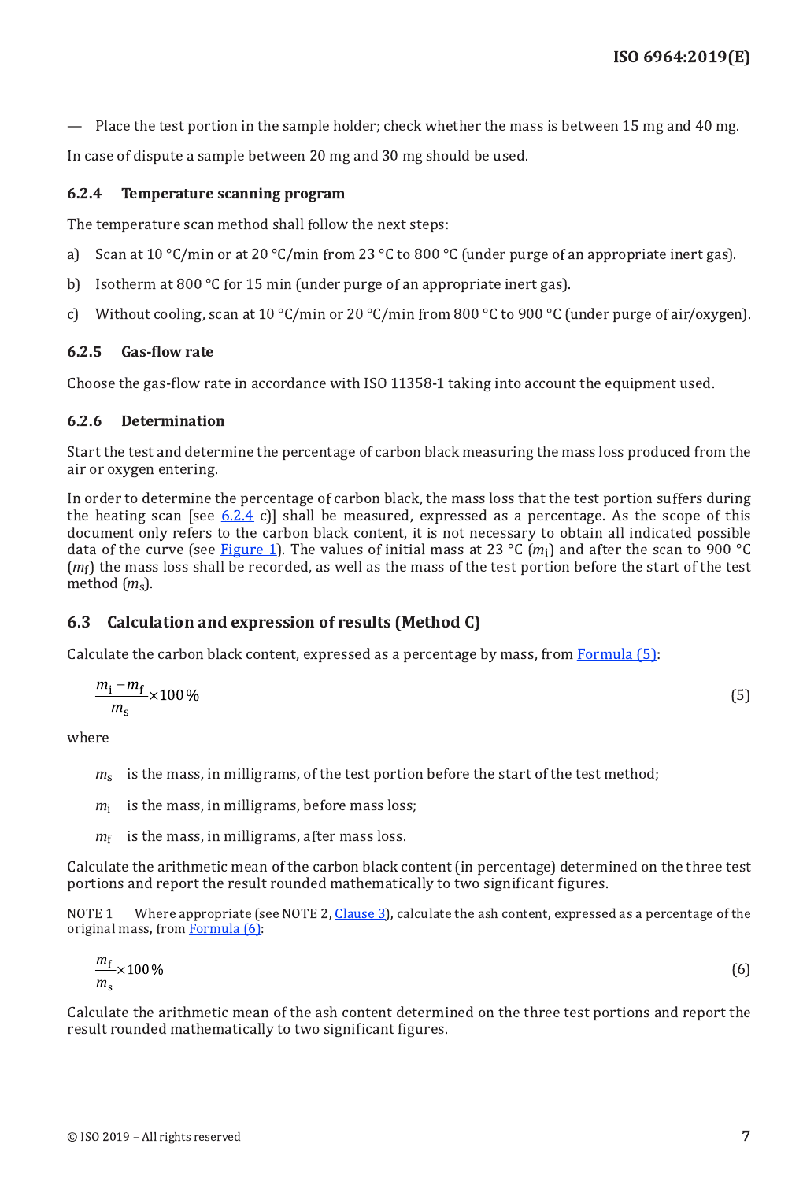— Place the test portion in the sample holder; check whether the mass is between 15 mg and 40 mg.

In case of dispute a sample between 20 mg and 30 mg should be used.

### 6.2.4 Temperature scanning program

The temperature scan method shall follow the next steps:

a) Scan at 10 °C/min or at 20 °C/min from 23 °C to 800 °C (under purge of an appropriate inert gas).

b) Isotherm at 800 °C for 15 min (under purge of an appropriate inert gas).

c) Without cooling, scan at 10 °C/min or 20 °C/min from 800 °C to 900 °C (under purge of air/oxygen).

### 6.2.5 Gas-flow rate

Choose the gas-flow rate in accordance with ISO 11358-1 taking into account the equipment used.

### 6.2.6 Determination

Start the test and determine the percentage of carbon black measuring the mass loss produced from the air or oxygen entering.

In order to determine the percentage of carbon black, the mass loss that the test portion suffers during the heating scan [see 6.2.4 c)] shall be measured, expressed as a percentage. As the scope of this document only refers to the carbon black content, it is not necessary to obtain all indicated possible data of the curve (see Figure 1). The values of initial mass at 23 °C ($m_i$) and after the scan to 900 °C ($m_f$) the mass loss shall be recorded, as well as the mass of the test portion before the start of the test method ($m_s$).

## 6.3 Calculation and expression of results (Method C)

Calculate the carbon black content, expressed as a percentage by mass, from Formula (5):

$$\frac{m_i - m_f}{m_s} \times 100\,\% \tag{5}$$

where

$m_s$ is the mass, in milligrams, of the test portion before the start of the test method;

$m_i$ is the mass, in milligrams, before mass loss;

$m_f$ is the mass, in milligrams, after mass loss.

Calculate the arithmetic mean of the carbon black content (in percentage) determined on the three test portions and report the result rounded mathematically to two significant figures.

NOTE 1 Where appropriate (see NOTE 2, Clause 3), calculate the ash content, expressed as a percentage of the original mass, from Formula (6):

$$\frac{m_f}{m_s} \times 100\,\% \tag{6}$$

Calculate the arithmetic mean of the ash content determined on the three test portions and report the result rounded mathematically to two significant figures.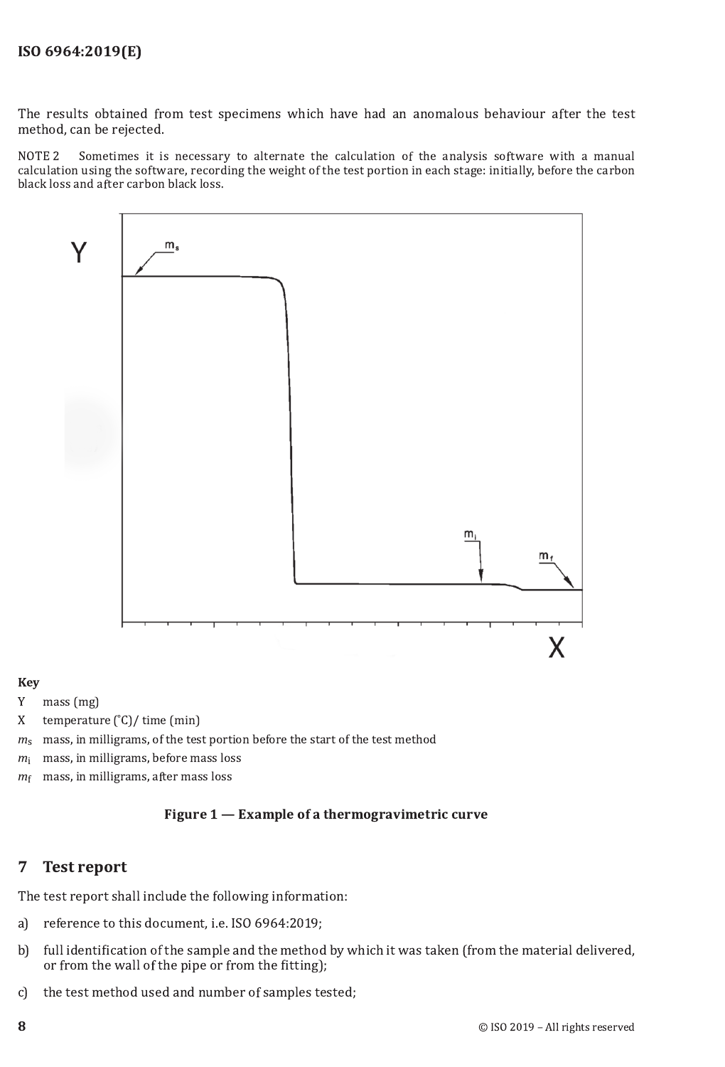The results obtained from test specimens which have had an anomalous behaviour after the test method, can be rejected.

NOTE 2 Sometimes it is necessary to alternate the calculation of the analysis software with a manual calculation using the software, recording the weight of the test portion in each stage: initially, before the carbon black loss and after carbon black loss.

**Key**

Y mass (mg)

X temperature (°C)/ time (min)

$m_s$ mass, in milligrams, of the test portion before the start of the test method

$m_i$ mass, in milligrams, before mass loss

$m_f$ mass, in milligrams, after mass loss

**Figure 1 — Example of a thermogravimetric curve**

## 7 Test report

The test report shall include the following information:

a) reference to this document, i.e. ISO 6964:2019;

b) full identification of the sample and the method by which it was taken (from the material delivered, or from the wall of the pipe or from the fitting);

c) the test method used and number of samples tested;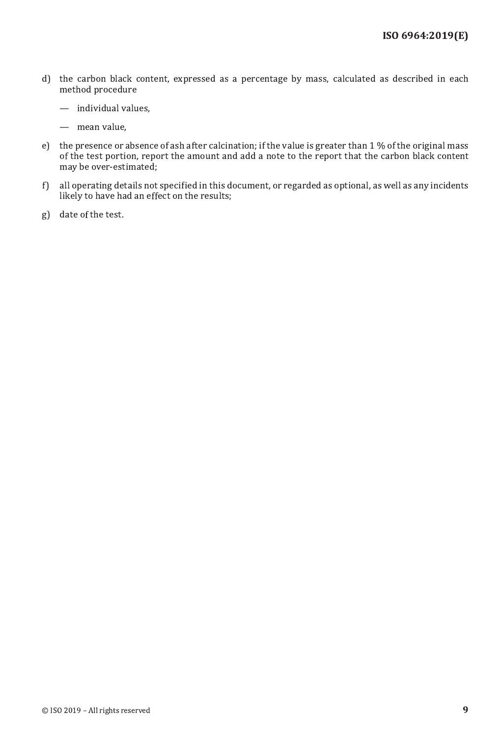d) the carbon black content, expressed as a percentage by mass, calculated as described in each method procedure

— individual values,

— mean value,

e) the presence or absence of ash after calcination; if the value is greater than 1 % of the original mass of the test portion, report the amount and add a note to the report that the carbon black content may be over-estimated;

f) all operating details not specified in this document, or regarded as optional, as well as any incidents likely to have had an effect on the results;

g) date of the test.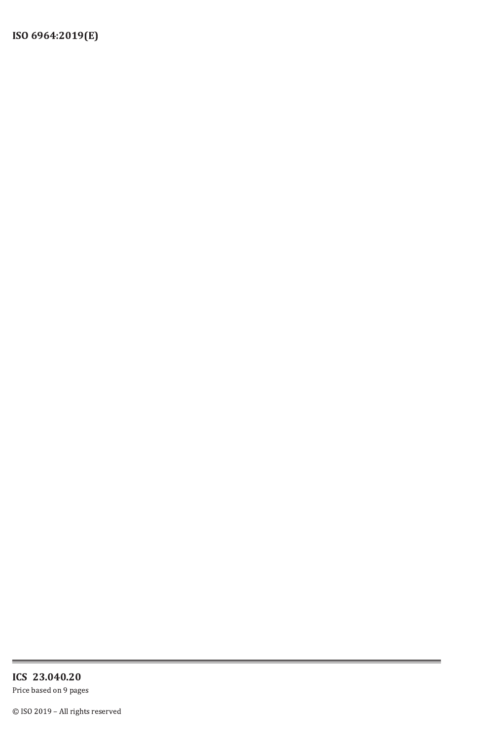ICS 23.040.20

Price based on 9 pages